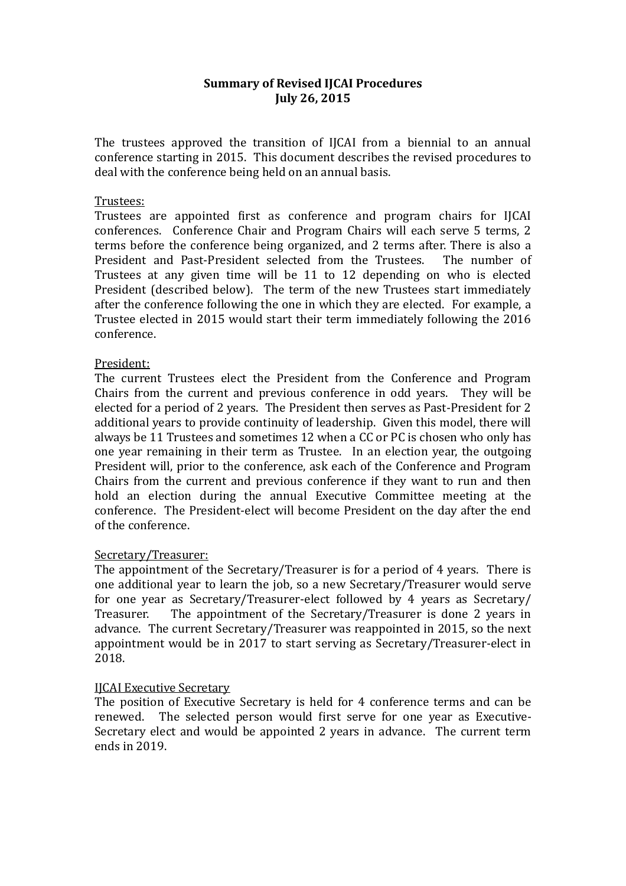**Summary of Revised IJCAI Procedures**
**July 26, 2015**

The trustees approved the transition of IJCAI from a biennial to an annual conference starting in 2015. This document describes the revised procedures to deal with the conference being held on an annual basis.

Trustees:
Trustees are appointed first as conference and program chairs for IJCAI conferences. Conference Chair and Program Chairs will each serve 5 terms, 2 terms before the conference being organized, and 2 terms after. There is also a President and Past-President selected from the Trustees. The number of Trustees at any given time will be 11 to 12 depending on who is elected President (described below). The term of the new Trustees start immediately after the conference following the one in which they are elected. For example, a Trustee elected in 2015 would start their term immediately following the 2016 conference.

President:
The current Trustees elect the President from the Conference and Program Chairs from the current and previous conference in odd years. They will be elected for a period of 2 years. The President then serves as Past-President for 2 additional years to provide continuity of leadership. Given this model, there will always be 11 Trustees and sometimes 12 when a CC or PC is chosen who only has one year remaining in their term as Trustee. In an election year, the outgoing President will, prior to the conference, ask each of the Conference and Program Chairs from the current and previous conference if they want to run and then hold an election during the annual Executive Committee meeting at the conference. The President-elect will become President on the day after the end of the conference.

Secretary/Treasurer:
The appointment of the Secretary/Treasurer is for a period of 4 years. There is one additional year to learn the job, so a new Secretary/Treasurer would serve for one year as Secretary/Treasurer-elect followed by 4 years as Secretary/ Treasurer. The appointment of the Secretary/Treasurer is done 2 years in advance. The current Secretary/Treasurer was reappointed in 2015, so the next appointment would be in 2017 to start serving as Secretary/Treasurer-elect in 2018.

IJCAI Executive Secretary
The position of Executive Secretary is held for 4 conference terms and can be renewed. The selected person would first serve for one year as Executive-Secretary elect and would be appointed 2 years in advance. The current term ends in 2019.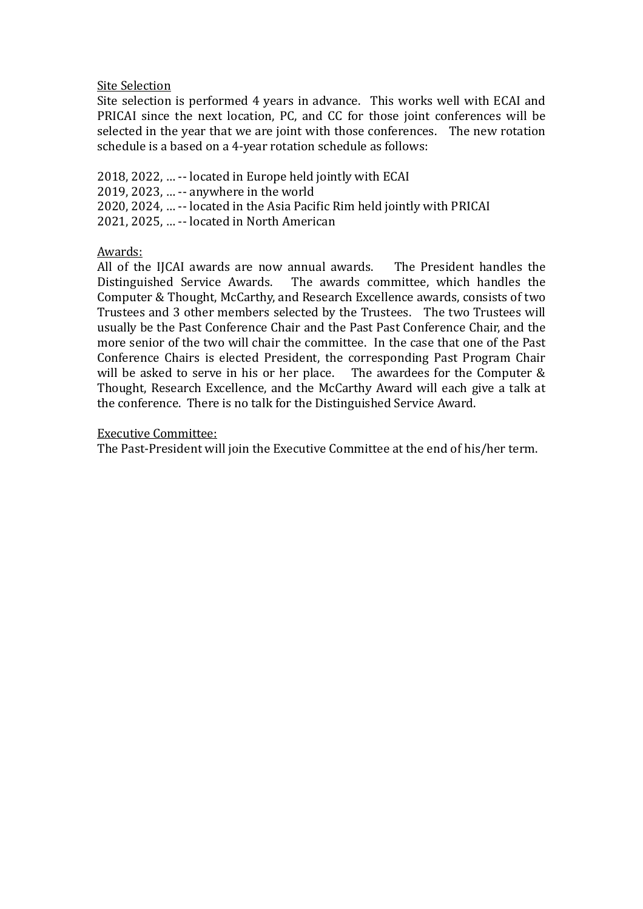<u>Site Selection</u>

Site selection is performed 4 years in advance. This works well with ECAI and PRICAI since the next location, PC, and CC for those joint conferences will be selected in the year that we are joint with those conferences. The new rotation schedule is a based on a 4-year rotation schedule as follows:

2018, 2022, … -- located in Europe held jointly with ECAI
2019, 2023, … -- anywhere in the world
2020, 2024, … -- located in the Asia Pacific Rim held jointly with PRICAI
2021, 2025, … -- located in North American

<u>Awards:</u>

All of the IJCAI awards are now annual awards. The President handles the Distinguished Service Awards. The awards committee, which handles the Computer & Thought, McCarthy, and Research Excellence awards, consists of two Trustees and 3 other members selected by the Trustees. The two Trustees will usually be the Past Conference Chair and the Past Past Conference Chair, and the more senior of the two will chair the committee. In the case that one of the Past Conference Chairs is elected President, the corresponding Past Program Chair will be asked to serve in his or her place. The awardees for the Computer & Thought, Research Excellence, and the McCarthy Award will each give a talk at the conference. There is no talk for the Distinguished Service Award.

<u>Executive Committee:</u>

The Past-President will join the Executive Committee at the end of his/her term.